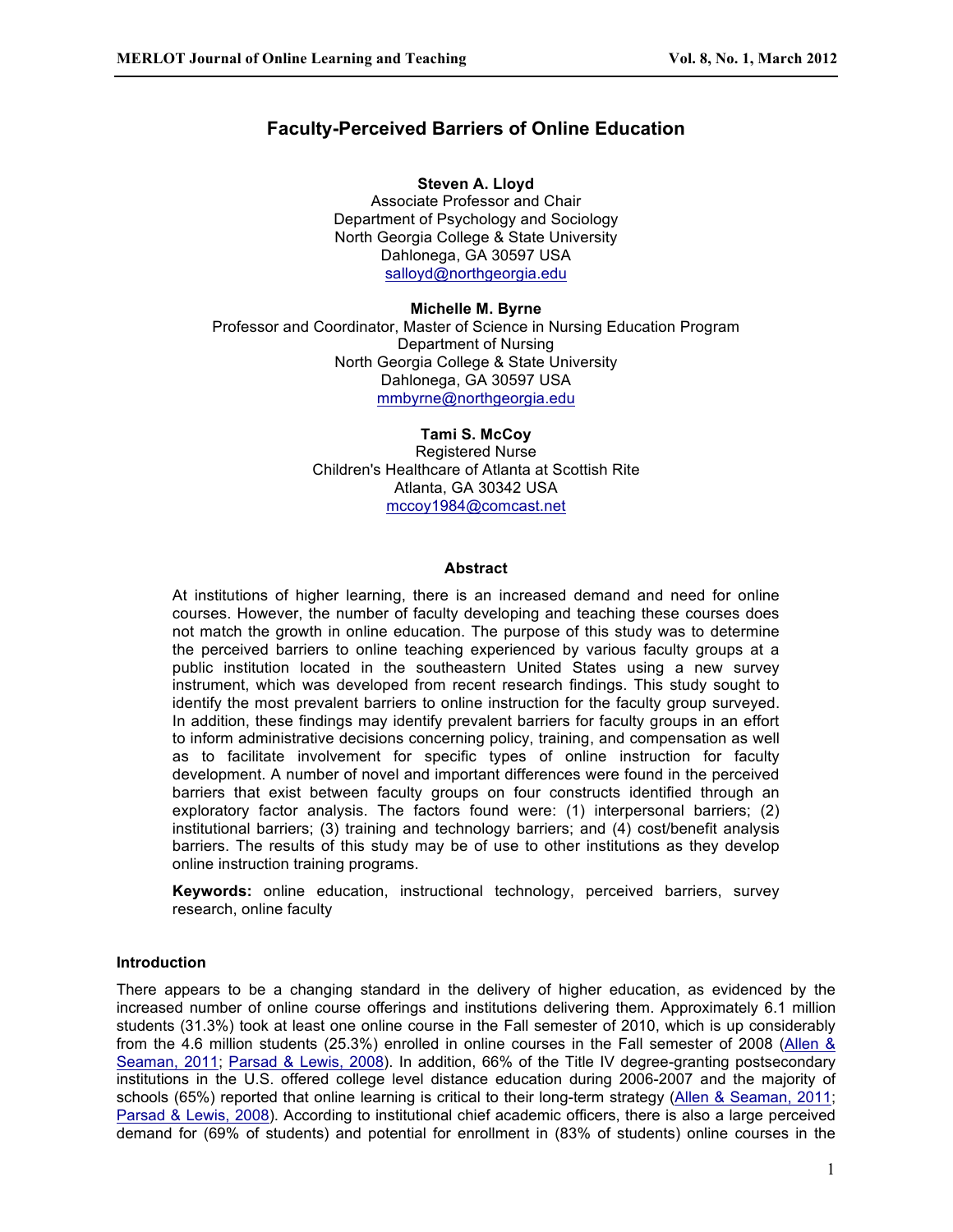# Faculty-Perceived Barriers of Online Education

**Steven A. Lloyd**
Associate Professor and Chair
Department of Psychology and Sociology
North Georgia College & State University
Dahlonega, GA 30597 USA
salloyd@northgeorgia.edu

**Michelle M. Byrne**
Professor and Coordinator, Master of Science in Nursing Education Program
Department of Nursing
North Georgia College & State University
Dahlonega, GA 30597 USA
mmbyrne@northgeorgia.edu

**Tami S. McCoy**
Registered Nurse
Children's Healthcare of Atlanta at Scottish Rite
Atlanta, GA 30342 USA
mccoy1984@comcast.net

## Abstract

At institutions of higher learning, there is an increased demand and need for online courses. However, the number of faculty developing and teaching these courses does not match the growth in online education. The purpose of this study was to determine the perceived barriers to online teaching experienced by various faculty groups at a public institution located in the southeastern United States using a new survey instrument, which was developed from recent research findings. This study sought to identify the most prevalent barriers to online instruction for the faculty group surveyed. In addition, these findings may identify prevalent barriers for faculty groups in an effort to inform administrative decisions concerning policy, training, and compensation as well as to facilitate involvement for specific types of online instruction for faculty development. A number of novel and important differences were found in the perceived barriers that exist between faculty groups on four constructs identified through an exploratory factor analysis. The factors found were: (1) interpersonal barriers; (2) institutional barriers; (3) training and technology barriers; and (4) cost/benefit analysis barriers. The results of this study may be of use to other institutions as they develop online instruction training programs.

**Keywords:** online education, instructional technology, perceived barriers, survey research, online faculty

## Introduction

There appears to be a changing standard in the delivery of higher education, as evidenced by the increased number of online course offerings and institutions delivering them. Approximately 6.1 million students (31.3%) took at least one online course in the Fall semester of 2010, which is up considerably from the 4.6 million students (25.3%) enrolled in online courses in the Fall semester of 2008 (Allen & Seaman, 2011; Parsad & Lewis, 2008). In addition, 66% of the Title IV degree-granting postsecondary institutions in the U.S. offered college level distance education during 2006-2007 and the majority of schools (65%) reported that online learning is critical to their long-term strategy (Allen & Seaman, 2011; Parsad & Lewis, 2008). According to institutional chief academic officers, there is also a large perceived demand for (69% of students) and potential for enrollment in (83% of students) online courses in the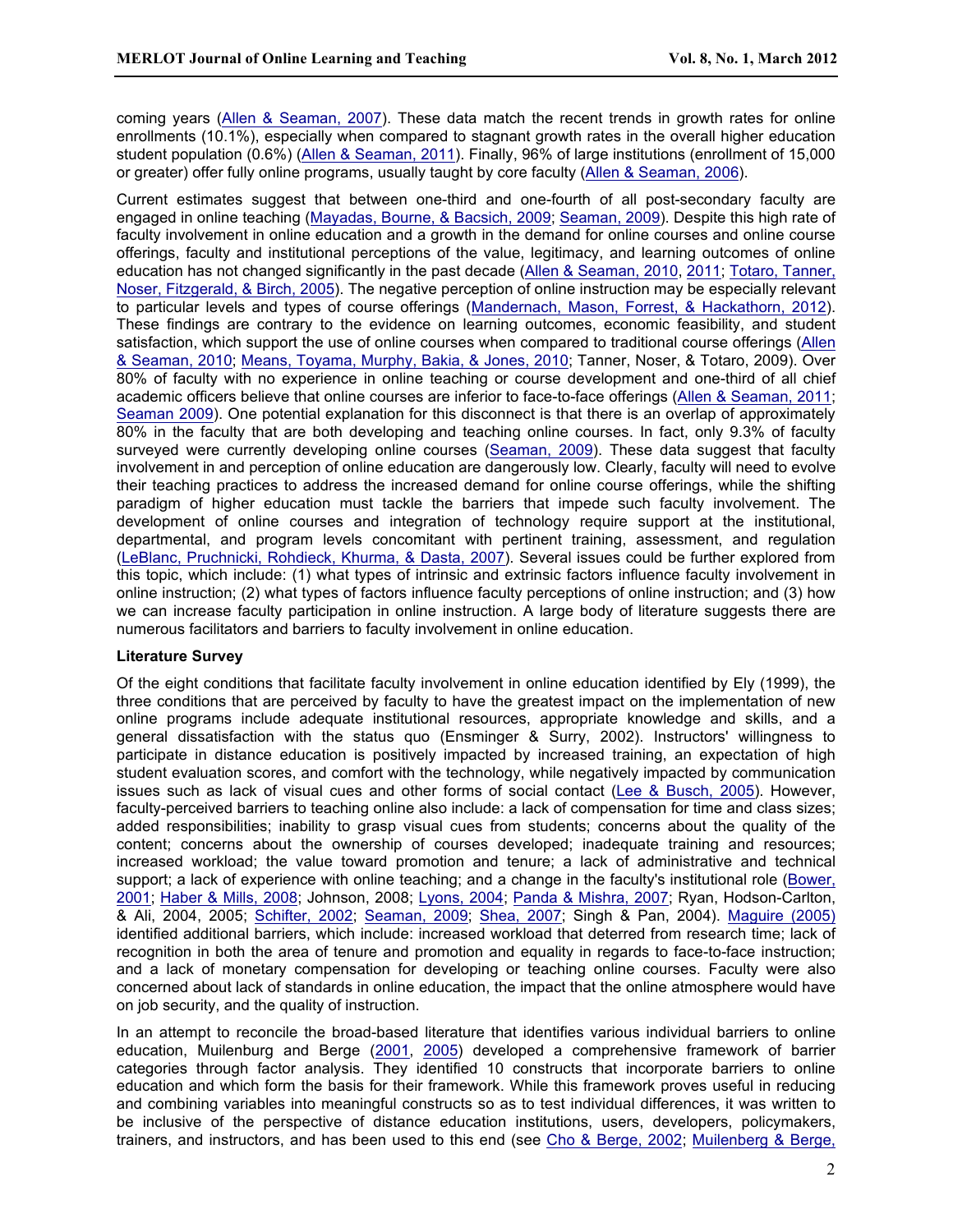coming years (Allen & Seaman, 2007). These data match the recent trends in growth rates for online enrollments (10.1%), especially when compared to stagnant growth rates in the overall higher education student population (0.6%) (Allen & Seaman, 2011). Finally, 96% of large institutions (enrollment of 15,000 or greater) offer fully online programs, usually taught by core faculty (Allen & Seaman, 2006).

Current estimates suggest that between one-third and one-fourth of all post-secondary faculty are engaged in online teaching (Mayadas, Bourne, & Bacsich, 2009; Seaman, 2009). Despite this high rate of faculty involvement in online education and a growth in the demand for online courses and online course offerings, faculty and institutional perceptions of the value, legitimacy, and learning outcomes of online education has not changed significantly in the past decade (Allen & Seaman, 2010, 2011; Totaro, Tanner, Noser, Fitzgerald, & Birch, 2005). The negative perception of online instruction may be especially relevant to particular levels and types of course offerings (Mandernach, Mason, Forrest, & Hackathorn, 2012). These findings are contrary to the evidence on learning outcomes, economic feasibility, and student satisfaction, which support the use of online courses when compared to traditional course offerings (Allen & Seaman, 2010; Means, Toyama, Murphy, Bakia, & Jones, 2010; Tanner, Noser, & Totaro, 2009). Over 80% of faculty with no experience in online teaching or course development and one-third of all chief academic officers believe that online courses are inferior to face-to-face offerings (Allen & Seaman, 2011; Seaman 2009). One potential explanation for this disconnect is that there is an overlap of approximately 80% in the faculty that are both developing and teaching online courses. In fact, only 9.3% of faculty surveyed were currently developing online courses (Seaman, 2009). These data suggest that faculty involvement in and perception of online education are dangerously low. Clearly, faculty will need to evolve their teaching practices to address the increased demand for online course offerings, while the shifting paradigm of higher education must tackle the barriers that impede such faculty involvement. The development of online courses and integration of technology require support at the institutional, departmental, and program levels concomitant with pertinent training, assessment, and regulation (LeBlanc, Pruchnicki, Rohdieck, Khurma, & Dasta, 2007). Several issues could be further explored from this topic, which include: (1) what types of intrinsic and extrinsic factors influence faculty involvement in online instruction; (2) what types of factors influence faculty perceptions of online instruction; and (3) how we can increase faculty participation in online instruction. A large body of literature suggests there are numerous facilitators and barriers to faculty involvement in online education.

### Literature Survey

Of the eight conditions that facilitate faculty involvement in online education identified by Ely (1999), the three conditions that are perceived by faculty to have the greatest impact on the implementation of new online programs include adequate institutional resources, appropriate knowledge and skills, and a general dissatisfaction with the status quo (Ensminger & Surry, 2002). Instructors' willingness to participate in distance education is positively impacted by increased training, an expectation of high student evaluation scores, and comfort with the technology, while negatively impacted by communication issues such as lack of visual cues and other forms of social contact (Lee & Busch, 2005). However, faculty-perceived barriers to teaching online also include: a lack of compensation for time and class sizes; added responsibilities; inability to grasp visual cues from students; concerns about the quality of the content; concerns about the ownership of courses developed; inadequate training and resources; increased workload; the value toward promotion and tenure; a lack of administrative and technical support; a lack of experience with online teaching; and a change in the faculty's institutional role (Bower, 2001; Haber & Mills, 2008; Johnson, 2008; Lyons, 2004; Panda & Mishra, 2007; Ryan, Hodson-Carlton, & Ali, 2004, 2005; Schifter, 2002; Seaman, 2009; Shea, 2007; Singh & Pan, 2004). Maguire (2005) identified additional barriers, which include: increased workload that deterred from research time; lack of recognition in both the area of tenure and promotion and equality in regards to face-to-face instruction; and a lack of monetary compensation for developing or teaching online courses. Faculty were also concerned about lack of standards in online education, the impact that the online atmosphere would have on job security, and the quality of instruction.

In an attempt to reconcile the broad-based literature that identifies various individual barriers to online education, Muilenburg and Berge (2001, 2005) developed a comprehensive framework of barrier categories through factor analysis. They identified 10 constructs that incorporate barriers to online education and which form the basis for their framework. While this framework proves useful in reducing and combining variables into meaningful constructs so as to test individual differences, it was written to be inclusive of the perspective of distance education institutions, users, developers, policymakers, trainers, and instructors, and has been used to this end (see Cho & Berge, 2002; Muilenburg & Berge,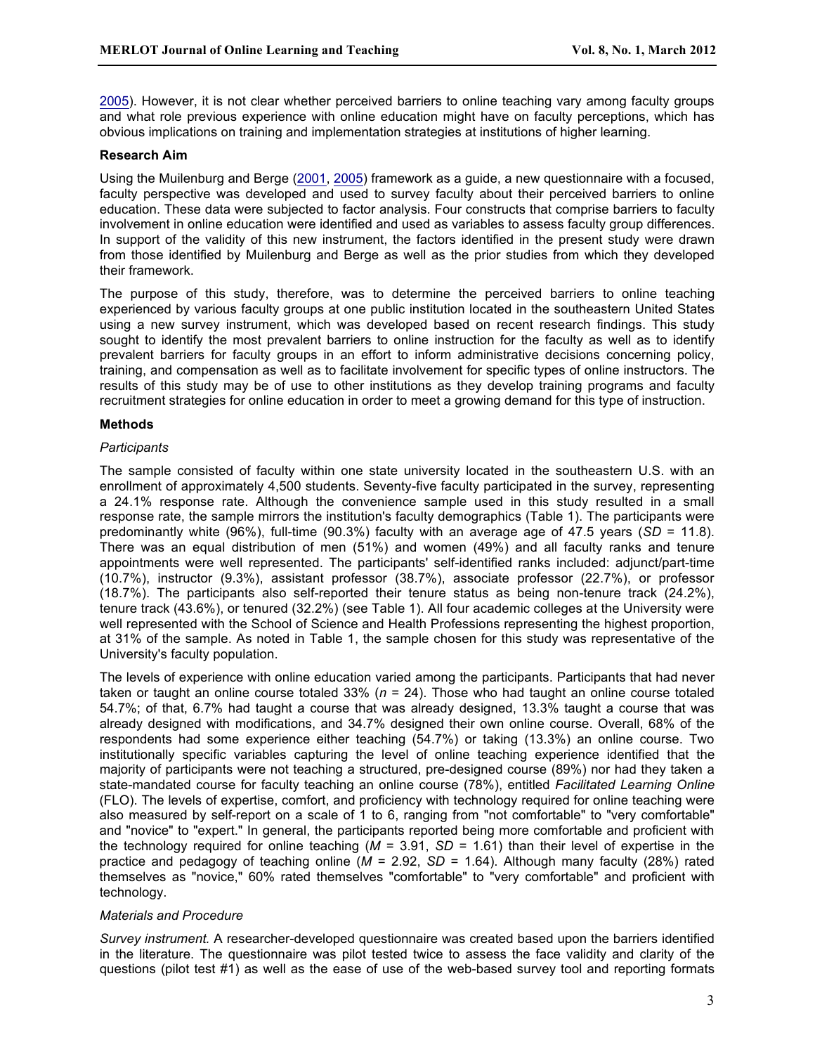2005). However, it is not clear whether perceived barriers to online teaching vary among faculty groups and what role previous experience with online education might have on faculty perceptions, which has obvious implications on training and implementation strategies at institutions of higher learning.

### Research Aim

Using the Muilenburg and Berge (2001, 2005) framework as a guide, a new questionnaire with a focused, faculty perspective was developed and used to survey faculty about their perceived barriers to online education. These data were subjected to factor analysis. Four constructs that comprise barriers to faculty involvement in online education were identified and used as variables to assess faculty group differences. In support of the validity of this new instrument, the factors identified in the present study were drawn from those identified by Muilenburg and Berge as well as the prior studies from which they developed their framework.

The purpose of this study, therefore, was to determine the perceived barriers to online teaching experienced by various faculty groups at one public institution located in the southeastern United States using a new survey instrument, which was developed based on recent research findings. This study sought to identify the most prevalent barriers to online instruction for the faculty as well as to identify prevalent barriers for faculty groups in an effort to inform administrative decisions concerning policy, training, and compensation as well as to facilitate involvement for specific types of online instructors. The results of this study may be of use to other institutions as they develop training programs and faculty recruitment strategies for online education in order to meet a growing demand for this type of instruction.

### Methods

*Participants*

The sample consisted of faculty within one state university located in the southeastern U.S. with an enrollment of approximately 4,500 students. Seventy-five faculty participated in the survey, representing a 24.1% response rate. Although the convenience sample used in this study resulted in a small response rate, the sample mirrors the institution's faculty demographics (Table 1). The participants were predominantly white (96%), full-time (90.3%) faculty with an average age of 47.5 years ($SD$ = 11.8). There was an equal distribution of men (51%) and women (49%) and all faculty ranks and tenure appointments were well represented. The participants' self-identified ranks included: adjunct/part-time (10.7%), instructor (9.3%), assistant professor (38.7%), associate professor (22.7%), or professor (18.7%). The participants also self-reported their tenure status as being non-tenure track (24.2%), tenure track (43.6%), or tenured (32.2%) (see Table 1). All four academic colleges at the University were well represented with the School of Science and Health Professions representing the highest proportion, at 31% of the sample. As noted in Table 1, the sample chosen for this study was representative of the University's faculty population.

The levels of experience with online education varied among the participants. Participants that had never taken or taught an online course totaled 33% ($n$ = 24). Those who had taught an online course totaled 54.7%; of that, 6.7% had taught a course that was already designed, 13.3% taught a course that was already designed with modifications, and 34.7% designed their own online course. Overall, 68% of the respondents had some experience either teaching (54.7%) or taking (13.3%) an online course. Two institutionally specific variables capturing the level of online teaching experience identified that the majority of participants were not teaching a structured, pre-designed course (89%) nor had they taken a state-mandated course for faculty teaching an online course (78%), entitled *Facilitated Learning Online* (FLO). The levels of expertise, comfort, and proficiency with technology required for online teaching were also measured by self-report on a scale of 1 to 6, ranging from "not comfortable" to "very comfortable" and "novice" to "expert." In general, the participants reported being more comfortable and proficient with the technology required for online teaching ($M$ = 3.91, $SD$ = 1.61) than their level of expertise in the practice and pedagogy of teaching online ($M$ = 2.92, $SD$ = 1.64). Although many faculty (28%) rated themselves as "novice," 60% rated themselves "comfortable" to "very comfortable" and proficient with technology.

*Materials and Procedure*

*Survey instrument.* A researcher-developed questionnaire was created based upon the barriers identified in the literature. The questionnaire was pilot tested twice to assess the face validity and clarity of the questions (pilot test #1) as well as the ease of use of the web-based survey tool and reporting formats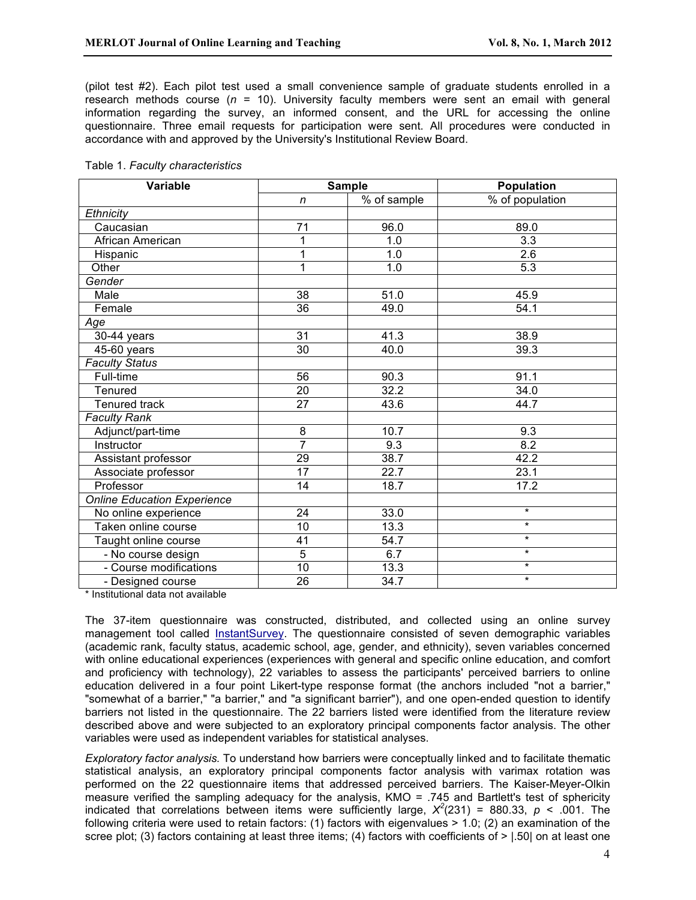(pilot test #2). Each pilot test used a small convenience sample of graduate students enrolled in a research methods course ($n$ = 10). University faculty members were sent an email with general information regarding the survey, an informed consent, and the URL for accessing the online questionnaire. Three email requests for participation were sent. All procedures were conducted in accordance with and approved by the University's Institutional Review Board.

Table 1. *Faculty characteristics*

| Variable | Sample | | Population |
|---|---|---|---|
| | *n* | % of sample | % of population |
| *Ethnicity* | | | |
| Caucasian | 71 | 96.0 | 89.0 |
| African American | 1 | 1.0 | 3.3 |
| Hispanic | 1 | 1.0 | 2.6 |
| Other | 1 | 1.0 | 5.3 |
| *Gender* | | | |
| Male | 38 | 51.0 | 45.9 |
| Female | 36 | 49.0 | 54.1 |
| *Age* | | | |
| 30-44 years | 31 | 41.3 | 38.9 |
| 45-60 years | 30 | 40.0 | 39.3 |
| *Faculty Status* | | | |
| Full-time | 56 | 90.3 | 91.1 |
| Tenured | 20 | 32.2 | 34.0 |
| Tenured track | 27 | 43.6 | 44.7 |
| *Faculty Rank* | | | |
| Adjunct/part-time | 8 | 10.7 | 9.3 |
| Instructor | 7 | 9.3 | 8.2 |
| Assistant professor | 29 | 38.7 | 42.2 |
| Associate professor | 17 | 22.7 | 23.1 |
| Professor | 14 | 18.7 | 17.2 |
| *Online Education Experience* | | | |
| No online experience | 24 | 33.0 | * |
| Taken online course | 10 | 13.3 | * |
| Taught online course | 41 | 54.7 | * |
| - No course design | 5 | 6.7 | * |
| - Course modifications | 10 | 13.3 | * |
| - Designed course | 26 | 34.7 | * |

* Institutional data not available

The 37-item questionnaire was constructed, distributed, and collected using an online survey management tool called InstantSurvey. The questionnaire consisted of seven demographic variables (academic rank, faculty status, academic school, age, gender, and ethnicity), seven variables concerned with online educational experiences (experiences with general and specific online education, and comfort and proficiency with technology), 22 variables to assess the participants' perceived barriers to online education delivered in a four point Likert-type response format (the anchors included "not a barrier," "somewhat of a barrier," "a barrier," and "a significant barrier"), and one open-ended question to identify barriers not listed in the questionnaire. The 22 barriers listed were identified from the literature review described above and were subjected to an exploratory principal components factor analysis. The other variables were used as independent variables for statistical analyses.

*Exploratory factor analysis.* To understand how barriers were conceptually linked and to facilitate thematic statistical analysis, an exploratory principal components factor analysis with varimax rotation was performed on the 22 questionnaire items that addressed perceived barriers. The Kaiser-Meyer-Olkin measure verified the sampling adequacy for the analysis, KMO = .745 and Bartlett's test of sphericity indicated that correlations between items were sufficiently large, $X^2(231) = 880.33$, $p < .001$. The following criteria were used to retain factors: (1) factors with eigenvalues > 1.0; (2) an examination of the scree plot; (3) factors containing at least three items; (4) factors with coefficients of > |.50| on at least one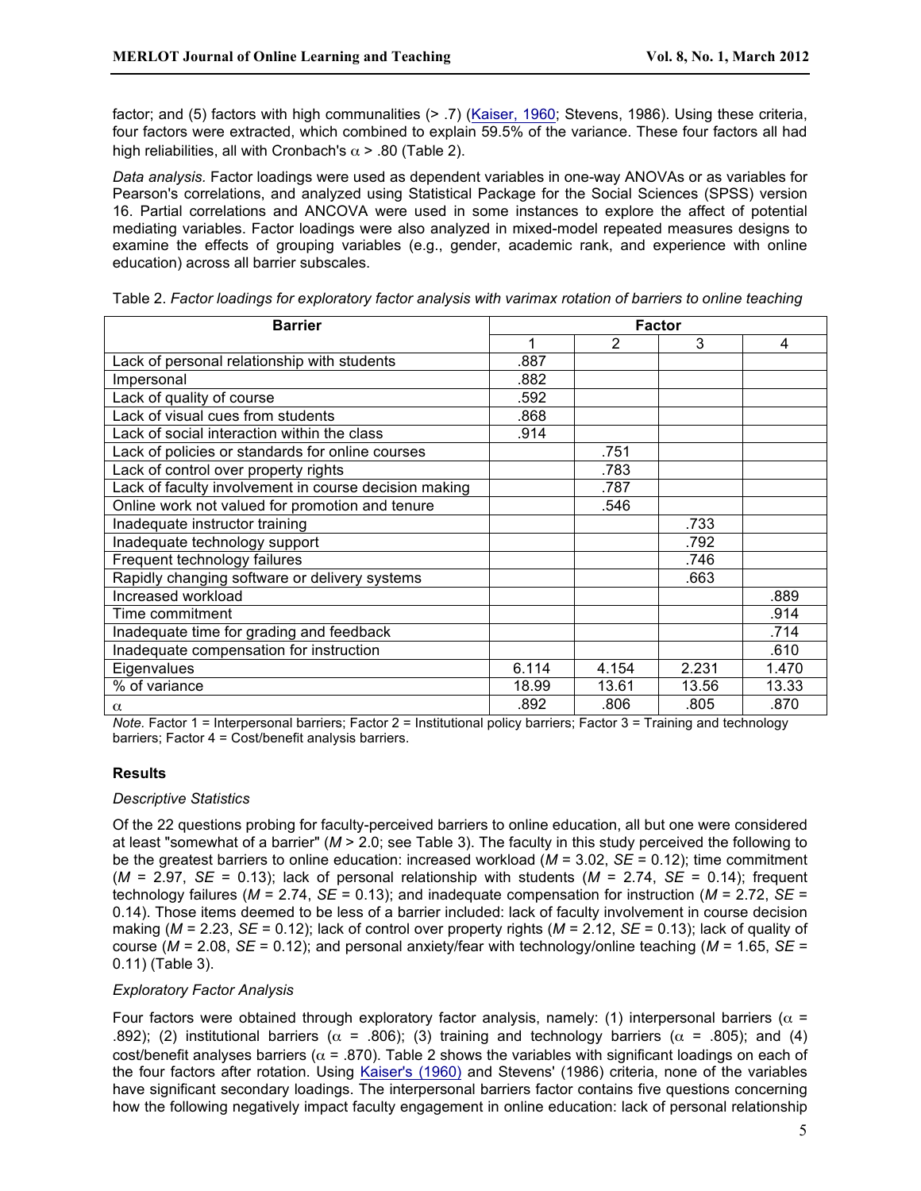factor; and (5) factors with high communalities (> .7) (Kaiser, 1960; Stevens, 1986). Using these criteria, four factors were extracted, which combined to explain 59.5% of the variance. These four factors all had high reliabilities, all with Cronbach's $\alpha$ > .80 (Table 2).

*Data analysis.* Factor loadings were used as dependent variables in one-way ANOVAs or as variables for Pearson's correlations, and analyzed using Statistical Package for the Social Sciences (SPSS) version 16. Partial correlations and ANCOVA were used in some instances to explore the affect of potential mediating variables. Factor loadings were also analyzed in mixed-model repeated measures designs to examine the effects of grouping variables (e.g., gender, academic rank, and experience with online education) across all barrier subscales.

Table 2. *Factor loadings for exploratory factor analysis with varimax rotation of barriers to online teaching*

| Barrier | Factor | | | |
|---|---|---|---|---|
| | 1 | 2 | 3 | 4 |
| Lack of personal relationship with students | .887 | | | |
| Impersonal | .882 | | | |
| Lack of quality of course | .592 | | | |
| Lack of visual cues from students | .868 | | | |
| Lack of social interaction within the class | .914 | | | |
| Lack of policies or standards for online courses | | .751 | | |
| Lack of control over property rights | | .783 | | |
| Lack of faculty involvement in course decision making | | .787 | | |
| Online work not valued for promotion and tenure | | .546 | | |
| Inadequate instructor training | | | .733 | |
| Inadequate technology support | | | .792 | |
| Frequent technology failures | | | .746 | |
| Rapidly changing software or delivery systems | | | .663 | |
| Increased workload | | | | .889 |
| Time commitment | | | | .914 |
| Inadequate time for grading and feedback | | | | .714 |
| Inadequate compensation for instruction | | | | .610 |
| Eigenvalues | 6.114 | 4.154 | 2.231 | 1.470 |
| % of variance | 18.99 | 13.61 | 13.56 | 13.33 |
| $\alpha$ | .892 | .806 | .805 | .870 |

*Note.* Factor 1 = Interpersonal barriers; Factor 2 = Institutional policy barriers; Factor 3 = Training and technology barriers; Factor 4 = Cost/benefit analysis barriers.

## Results

### *Descriptive Statistics*

Of the 22 questions probing for faculty-perceived barriers to online education, all but one were considered at least "somewhat of a barrier" ($M$ > 2.0; see Table 3). The faculty in this study perceived the following to be the greatest barriers to online education: increased workload ($M$ = 3.02, $SE$ = 0.12); time commitment ($M$ = 2.97, $SE$ = 0.13); lack of personal relationship with students ($M$ = 2.74, $SE$ = 0.14); frequent technology failures ($M$ = 2.74, $SE$ = 0.13); and inadequate compensation for instruction ($M$ = 2.72, $SE$ = 0.14). Those items deemed to be less of a barrier included: lack of faculty involvement in course decision making ($M$ = 2.23, $SE$ = 0.12); lack of control over property rights ($M$ = 2.12, $SE$ = 0.13); lack of quality of course ($M$ = 2.08, $SE$ = 0.12); and personal anxiety/fear with technology/online teaching ($M$ = 1.65, $SE$ = 0.11) (Table 3).

### *Exploratory Factor Analysis*

Four factors were obtained through exploratory factor analysis, namely: (1) interpersonal barriers ($\alpha$ = .892); (2) institutional barriers ($\alpha$ = .806); (3) training and technology barriers ($\alpha$ = .805); and (4) cost/benefit analyses barriers ($\alpha$ = .870). Table 2 shows the variables with significant loadings on each of the four factors after rotation. Using Kaiser's (1960) and Stevens' (1986) criteria, none of the variables have significant secondary loadings. The interpersonal barriers factor contains five questions concerning how the following negatively impact faculty engagement in online education: lack of personal relationship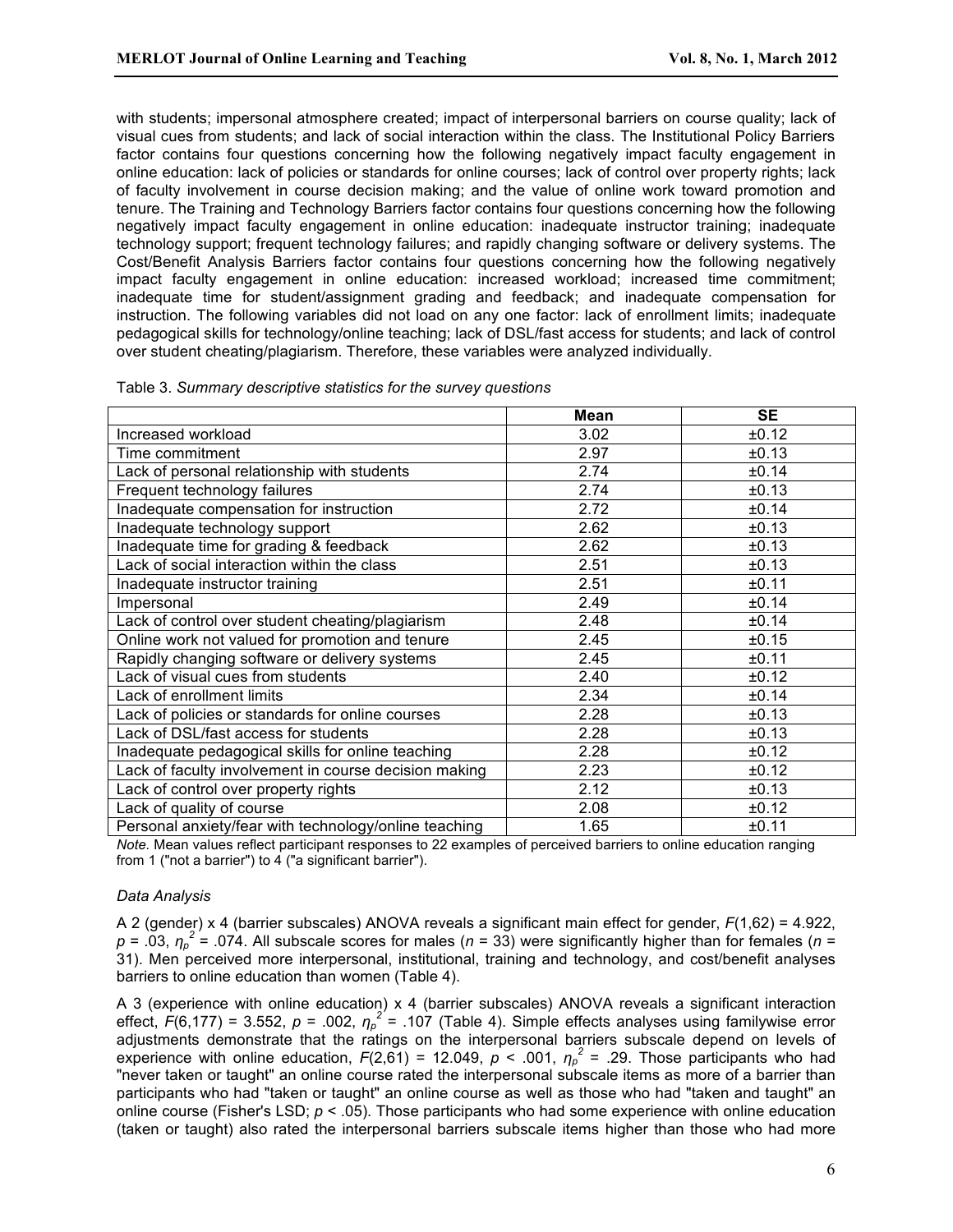with students; impersonal atmosphere created; impact of interpersonal barriers on course quality; lack of visual cues from students; and lack of social interaction within the class. The Institutional Policy Barriers factor contains four questions concerning how the following negatively impact faculty engagement in online education: lack of policies or standards for online courses; lack of control over property rights; lack of faculty involvement in course decision making; and the value of online work toward promotion and tenure. The Training and Technology Barriers factor contains four questions concerning how the following negatively impact faculty engagement in online education: inadequate instructor training; inadequate technology support; frequent technology failures; and rapidly changing software or delivery systems. The Cost/Benefit Analysis Barriers factor contains four questions concerning how the following negatively impact faculty engagement in online education: increased workload; increased time commitment; inadequate time for student/assignment grading and feedback; and inadequate compensation for instruction. The following variables did not load on any one factor: lack of enrollment limits; inadequate pedagogical skills for technology/online teaching; lack of DSL/fast access for students; and lack of control over student cheating/plagiarism. Therefore, these variables were analyzed individually.

Table 3. *Summary descriptive statistics for the survey questions*

| | Mean | SE |
|---|---|---|
| Increased workload | 3.02 | ±0.12 |
| Time commitment | 2.97 | ±0.13 |
| Lack of personal relationship with students | 2.74 | ±0.14 |
| Frequent technology failures | 2.74 | ±0.13 |
| Inadequate compensation for instruction | 2.72 | ±0.14 |
| Inadequate technology support | 2.62 | ±0.13 |
| Inadequate time for grading & feedback | 2.62 | ±0.13 |
| Lack of social interaction within the class | 2.51 | ±0.13 |
| Inadequate instructor training | 2.51 | ±0.11 |
| Impersonal | 2.49 | ±0.14 |
| Lack of control over student cheating/plagiarism | 2.48 | ±0.14 |
| Online work not valued for promotion and tenure | 2.45 | ±0.15 |
| Rapidly changing software or delivery systems | 2.45 | ±0.11 |
| Lack of visual cues from students | 2.40 | ±0.12 |
| Lack of enrollment limits | 2.34 | ±0.14 |
| Lack of policies or standards for online courses | 2.28 | ±0.13 |
| Lack of DSL/fast access for students | 2.28 | ±0.13 |
| Inadequate pedagogical skills for online teaching | 2.28 | ±0.12 |
| Lack of faculty involvement in course decision making | 2.23 | ±0.12 |
| Lack of control over property rights | 2.12 | ±0.13 |
| Lack of quality of course | 2.08 | ±0.12 |
| Personal anxiety/fear with technology/online teaching | 1.65 | ±0.11 |

*Note.* Mean values reflect participant responses to 22 examples of perceived barriers to online education ranging from 1 ("not a barrier") to 4 ("a significant barrier").

### *Data Analysis*

A 2 (gender) x 4 (barrier subscales) ANOVA reveals a significant main effect for gender, $F(1,62) = 4.922$, $p = .03$, $\eta_p^2 = .074$. All subscale scores for males ($n = 33$) were significantly higher than for females ($n = 31$). Men perceived more interpersonal, institutional, training and technology, and cost/benefit analyses barriers to online education than women (Table 4).

A 3 (experience with online education) x 4 (barrier subscales) ANOVA reveals a significant interaction effect, $F(6,177) = 3.552$, $p = .002$, $\eta_p^2 = .107$ (Table 4). Simple effects analyses using familywise error adjustments demonstrate that the ratings on the interpersonal barriers subscale depend on levels of experience with online education, $F(2,61) = 12.049$, $p < .001$, $\eta_p^2 = .29$. Those participants who had "never taken or taught" an online course rated the interpersonal subscale items as more of a barrier than participants who had "taken or taught" an online course as well as those who had "taken and taught" an online course (Fisher's LSD; $p < .05$). Those participants who had some experience with online education (taken or taught) also rated the interpersonal barriers subscale items higher than those who had more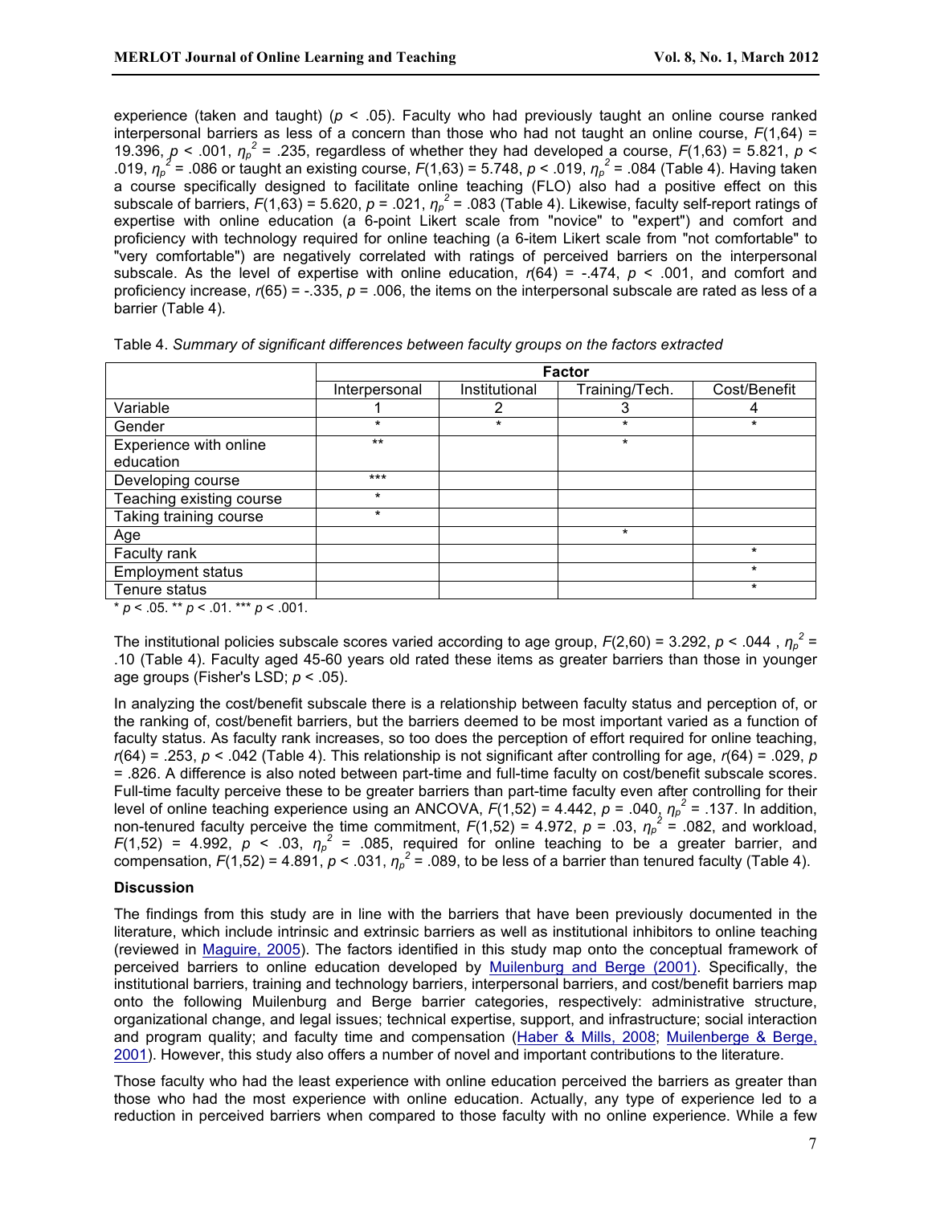experience (taken and taught) ($p < .05$). Faculty who had previously taught an online course ranked interpersonal barriers as less of a concern than those who had not taught an online course, $F(1,64) = 19.396$, $p < .001$, $\eta_p^2 = .235$, regardless of whether they had developed a course, $F(1,63) = 5.821$, $p < .019$, $\eta_p^2 = .086$ or taught an existing course, $F(1,63) = 5.748$, $p < .019$, $\eta_p^2 = .084$ (Table 4). Having taken a course specifically designed to facilitate online teaching (FLO) also had a positive effect on this subscale of barriers, $F(1,63) = 5.620$, $p = .021$, $\eta_p^2 = .083$ (Table 4). Likewise, faculty self-report ratings of expertise with online education (a 6-point Likert scale from "novice" to "expert") and comfort and proficiency with technology required for online teaching (a 6-item Likert scale from "not comfortable" to "very comfortable") are negatively correlated with ratings of perceived barriers on the interpersonal subscale. As the level of expertise with online education, $r(64) = -.474$, $p < .001$, and comfort and proficiency increase, $r(65) = -.335$, $p = .006$, the items on the interpersonal subscale are rated as less of a barrier (Table 4).

Table 4. *Summary of significant differences between faculty groups on the factors extracted*

| | Factor | | | |
|---|---|---|---|---|
| | Interpersonal | Institutional | Training/Tech. | Cost/Benefit |
| Variable | 1 | 2 | 3 | 4 |
| Gender | * | * | * | * |
| Experience with online education | ** | | * | |
| Developing course | *** | | | |
| Teaching existing course | * | | | |
| Taking training course | * | | | |
| Age | | | * | |
| Faculty rank | | | | * |
| Employment status | | | | * |
| Tenure status | | | | * |

* $p < .05$. ** $p < .01$. *** $p < .001$.

The institutional policies subscale scores varied according to age group, $F(2,60) = 3.292$, $p < .044$ , $\eta_p^2 = .10$ (Table 4). Faculty aged 45-60 years old rated these items as greater barriers than those in younger age groups (Fisher's LSD; $p < .05$).

In analyzing the cost/benefit subscale there is a relationship between faculty status and perception of, or the ranking of, cost/benefit barriers, but the barriers deemed to be most important varied as a function of faculty status. As faculty rank increases, so too does the perception of effort required for online teaching, $r(64) = .253$, $p < .042$ (Table 4). This relationship is not significant after controlling for age, $r(64) = .029$, $p = .826$. A difference is also noted between part-time and full-time faculty on cost/benefit subscale scores. Full-time faculty perceive these to be greater barriers than part-time faculty even after controlling for their level of online teaching experience using an ANCOVA, $F(1,52) = 4.442$, $p = .040$, $\eta_p^2 = .137$. In addition, non-tenured faculty perceive the time commitment, $F(1,52) = 4.972$, $p = .03$, $\eta_p^2 = .082$, and workload, $F(1,52) = 4.992$, $p < .03$, $\eta_p^2 = .085$, required for online teaching to be a greater barrier, and compensation, $F(1,52) = 4.891$, $p < .031$, $\eta_p^2 = .089$, to be less of a barrier than tenured faculty (Table 4).

### Discussion

The findings from this study are in line with the barriers that have been previously documented in the literature, which include intrinsic and extrinsic barriers as well as institutional inhibitors to online teaching (reviewed in Maguire, 2005). The factors identified in this study map onto the conceptual framework of perceived barriers to online education developed by Muilenburg and Berge (2001). Specifically, the institutional barriers, training and technology barriers, interpersonal barriers, and cost/benefit barriers map onto the following Muilenburg and Berge barrier categories, respectively: administrative structure, organizational change, and legal issues; technical expertise, support, and infrastructure; social interaction and program quality; and faculty time and compensation (Haber & Mills, 2008; Muilenberge & Berge, 2001). However, this study also offers a number of novel and important contributions to the literature.

Those faculty who had the least experience with online education perceived the barriers as greater than those who had the most experience with online education. Actually, any type of experience led to a reduction in perceived barriers when compared to those faculty with no online experience. While a few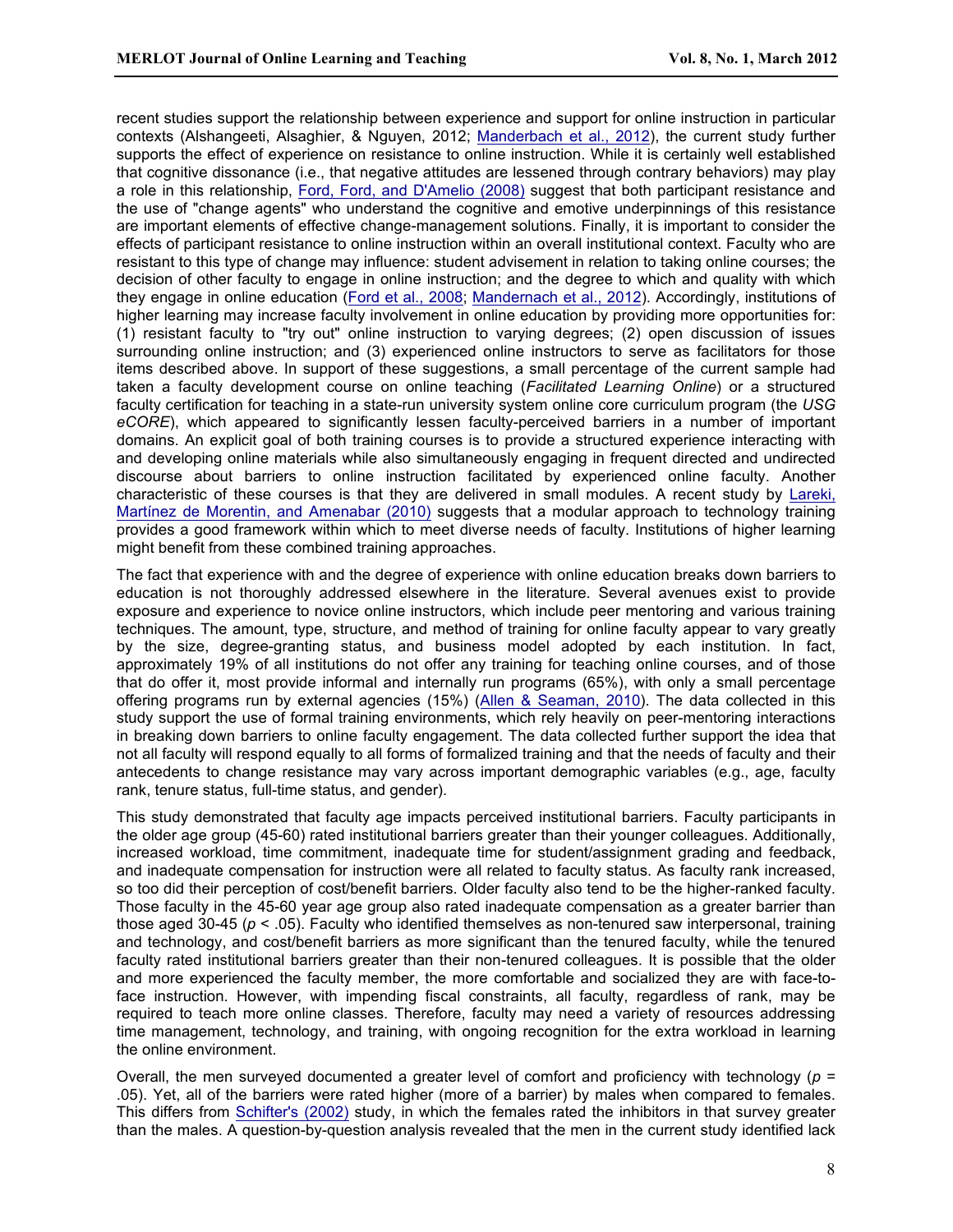recent studies support the relationship between experience and support for online instruction in particular contexts (Alshangeeti, Alsaghier, & Nguyen, 2012; Manderbach et al., 2012), the current study further supports the effect of experience on resistance to online instruction. While it is certainly well established that cognitive dissonance (i.e., that negative attitudes are lessened through contrary behaviors) may play a role in this relationship, Ford, Ford, and D'Amelio (2008) suggest that both participant resistance and the use of "change agents" who understand the cognitive and emotive underpinnings of this resistance are important elements of effective change-management solutions. Finally, it is important to consider the effects of participant resistance to online instruction within an overall institutional context. Faculty who are resistant to this type of change may influence: student advisement in relation to taking online courses; the decision of other faculty to engage in online instruction; and the degree to which and quality with which they engage in online education (Ford et al., 2008; Mandernach et al., 2012). Accordingly, institutions of higher learning may increase faculty involvement in online education by providing more opportunities for: (1) resistant faculty to "try out" online instruction to varying degrees; (2) open discussion of issues surrounding online instruction; and (3) experienced online instructors to serve as facilitators for those items described above. In support of these suggestions, a small percentage of the current sample had taken a faculty development course on online teaching (*Facilitated Learning Online*) or a structured faculty certification for teaching in a state-run university system online core curriculum program (the *USG eCORE*), which appeared to significantly lessen faculty-perceived barriers in a number of important domains. An explicit goal of both training courses is to provide a structured experience interacting with and developing online materials while also simultaneously engaging in frequent directed and undirected discourse about barriers to online instruction facilitated by experienced online faculty. Another characteristic of these courses is that they are delivered in small modules. A recent study by Lareki, Martínez de Morentin, and Amenabar (2010) suggests that a modular approach to technology training provides a good framework within which to meet diverse needs of faculty. Institutions of higher learning might benefit from these combined training approaches.

The fact that experience with and the degree of experience with online education breaks down barriers to education is not thoroughly addressed elsewhere in the literature. Several avenues exist to provide exposure and experience to novice online instructors, which include peer mentoring and various training techniques. The amount, type, structure, and method of training for online faculty appear to vary greatly by the size, degree-granting status, and business model adopted by each institution. In fact, approximately 19% of all institutions do not offer any training for teaching online courses, and of those that do offer it, most provide informal and internally run programs (65%), with only a small percentage offering programs run by external agencies (15%) (Allen & Seaman, 2010). The data collected in this study support the use of formal training environments, which rely heavily on peer-mentoring interactions in breaking down barriers to online faculty engagement. The data collected further support the idea that not all faculty will respond equally to all forms of formalized training and that the needs of faculty and their antecedents to change resistance may vary across important demographic variables (e.g., age, faculty rank, tenure status, full-time status, and gender).

This study demonstrated that faculty age impacts perceived institutional barriers. Faculty participants in the older age group (45-60) rated institutional barriers greater than their younger colleagues. Additionally, increased workload, time commitment, inadequate time for student/assignment grading and feedback, and inadequate compensation for instruction were all related to faculty status. As faculty rank increased, so too did their perception of cost/benefit barriers. Older faculty also tend to be the higher-ranked faculty. Those faculty in the 45-60 year age group also rated inadequate compensation as a greater barrier than those aged 30-45 ($p < .05$). Faculty who identified themselves as non-tenured saw interpersonal, training and technology, and cost/benefit barriers as more significant than the tenured faculty, while the tenured faculty rated institutional barriers greater than their non-tenured colleagues. It is possible that the older and more experienced the faculty member, the more comfortable and socialized they are with face-to-face instruction. However, with impending fiscal constraints, all faculty, regardless of rank, may be required to teach more online classes. Therefore, faculty may need a variety of resources addressing time management, technology, and training, with ongoing recognition for the extra workload in learning the online environment.

Overall, the men surveyed documented a greater level of comfort and proficiency with technology ($p = .05$). Yet, all of the barriers were rated higher (more of a barrier) by males when compared to females. This differs from Schifter's (2002) study, in which the females rated the inhibitors in that survey greater than the males. A question-by-question analysis revealed that the men in the current study identified lack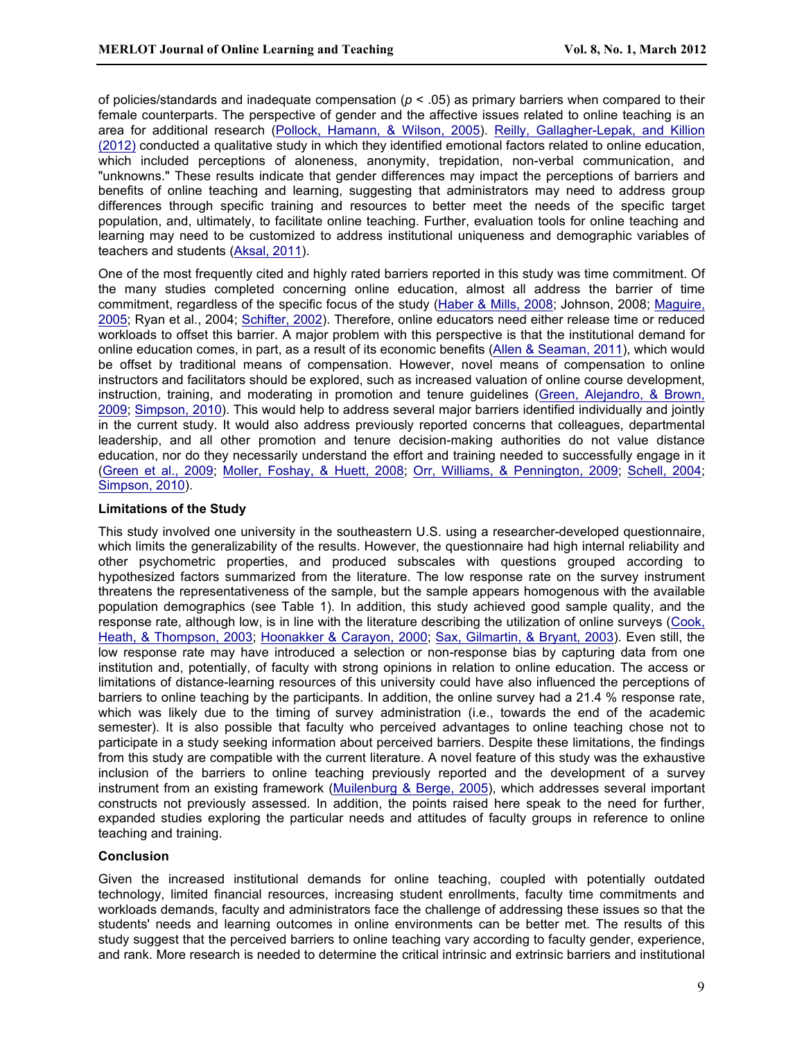of policies/standards and inadequate compensation ($p < .05$) as primary barriers when compared to their female counterparts. The perspective of gender and the affective issues related to online teaching is an area for additional research (Pollock, Hamann, & Wilson, 2005). Reilly, Gallagher-Lepak, and Killion (2012) conducted a qualitative study in which they identified emotional factors related to online education, which included perceptions of aloneness, anonymity, trepidation, non-verbal communication, and "unknowns." These results indicate that gender differences may impact the perceptions of barriers and benefits of online teaching and learning, suggesting that administrators may need to address group differences through specific training and resources to better meet the needs of the specific target population, and, ultimately, to facilitate online teaching. Further, evaluation tools for online teaching and learning may need to be customized to address institutional uniqueness and demographic variables of teachers and students (Aksal, 2011).

One of the most frequently cited and highly rated barriers reported in this study was time commitment. Of the many studies completed concerning online education, almost all address the barrier of time commitment, regardless of the specific focus of the study (Haber & Mills, 2008; Johnson, 2008; Maguire, 2005; Ryan et al., 2004; Schifter, 2002). Therefore, online educators need either release time or reduced workloads to offset this barrier. A major problem with this perspective is that the institutional demand for online education comes, in part, as a result of its economic benefits (Allen & Seaman, 2011), which would be offset by traditional means of compensation. However, novel means of compensation to online instructors and facilitators should be explored, such as increased valuation of online course development, instruction, training, and moderating in promotion and tenure guidelines (Green, Alejandro, & Brown, 2009; Simpson, 2010). This would help to address several major barriers identified individually and jointly in the current study. It would also address previously reported concerns that colleagues, departmental leadership, and all other promotion and tenure decision-making authorities do not value distance education, nor do they necessarily understand the effort and training needed to successfully engage in it (Green et al., 2009; Moller, Foshay, & Huett, 2008; Orr, Williams, & Pennington, 2009; Schell, 2004; Simpson, 2010).

**Limitations of the Study**

This study involved one university in the southeastern U.S. using a researcher-developed questionnaire, which limits the generalizability of the results. However, the questionnaire had high internal reliability and other psychometric properties, and produced subscales with questions grouped according to hypothesized factors summarized from the literature. The low response rate on the survey instrument threatens the representativeness of the sample, but the sample appears homogenous with the available population demographics (see Table 1). In addition, this study achieved good sample quality, and the response rate, although low, is in line with the literature describing the utilization of online surveys (Cook, Heath, & Thompson, 2003; Hoonakker & Carayon, 2000; Sax, Gilmartin, & Bryant, 2003). Even still, the low response rate may have introduced a selection or non-response bias by capturing data from one institution and, potentially, of faculty with strong opinions in relation to online education. The access or limitations of distance-learning resources of this university could have also influenced the perceptions of barriers to online teaching by the participants. In addition, the online survey had a 21.4 % response rate, which was likely due to the timing of survey administration (i.e., towards the end of the academic semester). It is also possible that faculty who perceived advantages to online teaching chose not to participate in a study seeking information about perceived barriers. Despite these limitations, the findings from this study are compatible with the current literature. A novel feature of this study was the exhaustive inclusion of the barriers to online teaching previously reported and the development of a survey instrument from an existing framework (Muilenburg & Berge, 2005), which addresses several important constructs not previously assessed. In addition, the points raised here speak to the need for further, expanded studies exploring the particular needs and attitudes of faculty groups in reference to online teaching and training.

**Conclusion**

Given the increased institutional demands for online teaching, coupled with potentially outdated technology, limited financial resources, increasing student enrollments, faculty time commitments and workloads demands, faculty and administrators face the challenge of addressing these issues so that the students' needs and learning outcomes in online environments can be better met. The results of this study suggest that the perceived barriers to online teaching vary according to faculty gender, experience, and rank. More research is needed to determine the critical intrinsic and extrinsic barriers and institutional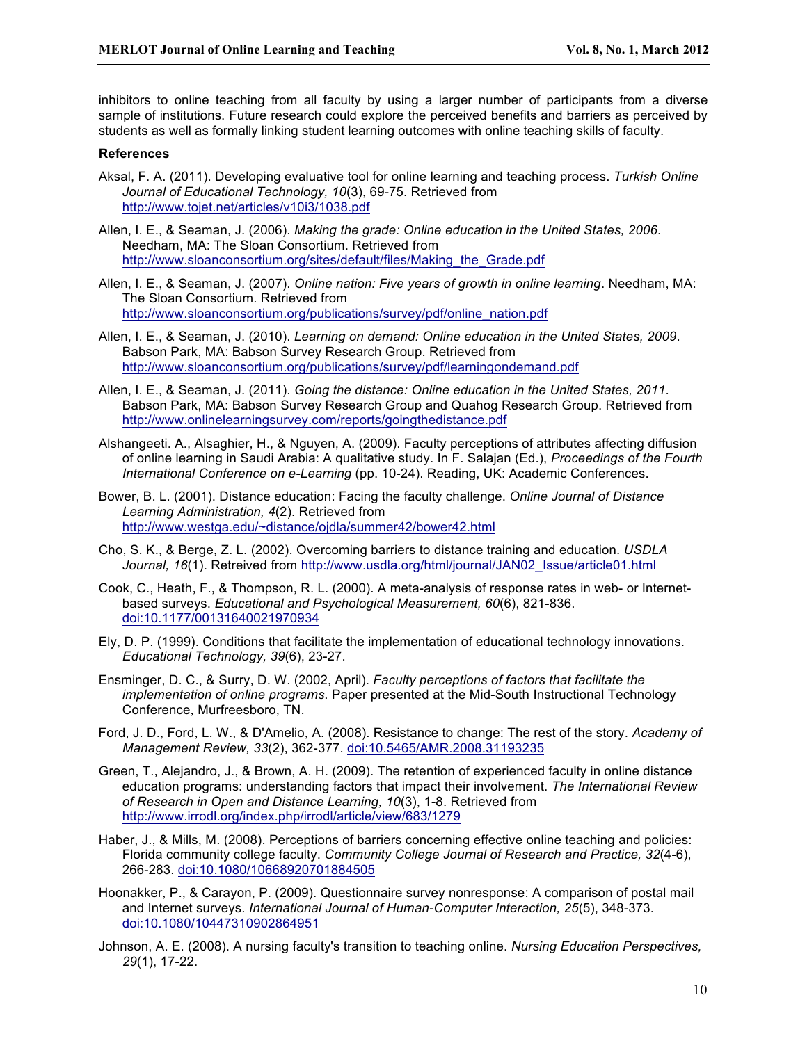inhibitors to online teaching from all faculty by using a larger number of participants from a diverse sample of institutions. Future research could explore the perceived benefits and barriers as perceived by students as well as formally linking student learning outcomes with online teaching skills of faculty.

**References**

Aksal, F. A. (2011). Developing evaluative tool for online learning and teaching process. *Turkish Online Journal of Educational Technology, 10*(3), 69-75. Retrieved from http://www.tojet.net/articles/v10i3/1038.pdf

Allen, I. E., & Seaman, J. (2006). *Making the grade: Online education in the United States, 2006*. Needham, MA: The Sloan Consortium. Retrieved from http://www.sloanconsortium.org/sites/default/files/Making_the_Grade.pdf

Allen, I. E., & Seaman, J. (2007). *Online nation: Five years of growth in online learning*. Needham, MA: The Sloan Consortium. Retrieved from http://www.sloanconsortium.org/publications/survey/pdf/online_nation.pdf

Allen, I. E., & Seaman, J. (2010). *Learning on demand: Online education in the United States, 2009*. Babson Park, MA: Babson Survey Research Group. Retrieved from http://www.sloanconsortium.org/publications/survey/pdf/learningondemand.pdf

Allen, I. E., & Seaman, J. (2011). *Going the distance: Online education in the United States, 2011*. Babson Park, MA: Babson Survey Research Group and Quahog Research Group. Retrieved from http://www.onlinelearningsurvey.com/reports/goingthedistance.pdf

Alshangeeti. A., Alsaghier, H., & Nguyen, A. (2009). Faculty perceptions of attributes affecting diffusion of online learning in Saudi Arabia: A qualitative study. In F. Salajan (Ed.), *Proceedings of the Fourth International Conference on e-Learning* (pp. 10-24). Reading, UK: Academic Conferences.

Bower, B. L. (2001). Distance education: Facing the faculty challenge. *Online Journal of Distance Learning Administration, 4*(2). Retrieved from http://www.westga.edu/~distance/ojdla/summer42/bower42.html

Cho, S. K., & Berge, Z. L. (2002). Overcoming barriers to distance training and education. *USDLA Journal, 16*(1). Retreived from http://www.usdla.org/html/journal/JAN02_Issue/article01.html

Cook, C., Heath, F., & Thompson, R. L. (2000). A meta-analysis of response rates in web- or Internet-based surveys. *Educational and Psychological Measurement, 60*(6), 821-836. doi:10.1177/00131640021970934

Ely, D. P. (1999). Conditions that facilitate the implementation of educational technology innovations. *Educational Technology, 39*(6), 23-27.

Ensminger, D. C., & Surry, D. W. (2002, April). *Faculty perceptions of factors that facilitate the implementation of online programs*. Paper presented at the Mid-South Instructional Technology Conference, Murfreesboro, TN.

Ford, J. D., Ford, L. W., & D'Amelio, A. (2008). Resistance to change: The rest of the story. *Academy of Management Review, 33*(2), 362-377. doi:10.5465/AMR.2008.31193235

Green, T., Alejandro, J., & Brown, A. H. (2009). The retention of experienced faculty in online distance education programs: understanding factors that impact their involvement. *The International Review of Research in Open and Distance Learning, 10*(3), 1-8. Retrieved from http://www.irrodl.org/index.php/irrodl/article/view/683/1279

Haber, J., & Mills, M. (2008). Perceptions of barriers concerning effective online teaching and policies: Florida community college faculty. *Community College Journal of Research and Practice, 32*(4-6), 266-283. doi:10.1080/10668920701884505

Hoonakker, P., & Carayon, P. (2009). Questionnaire survey nonresponse: A comparison of postal mail and Internet surveys. *International Journal of Human-Computer Interaction, 25*(5), 348-373. doi:10.1080/10447310902864951

Johnson, A. E. (2008). A nursing faculty's transition to teaching online. *Nursing Education Perspectives, 29*(1), 17-22.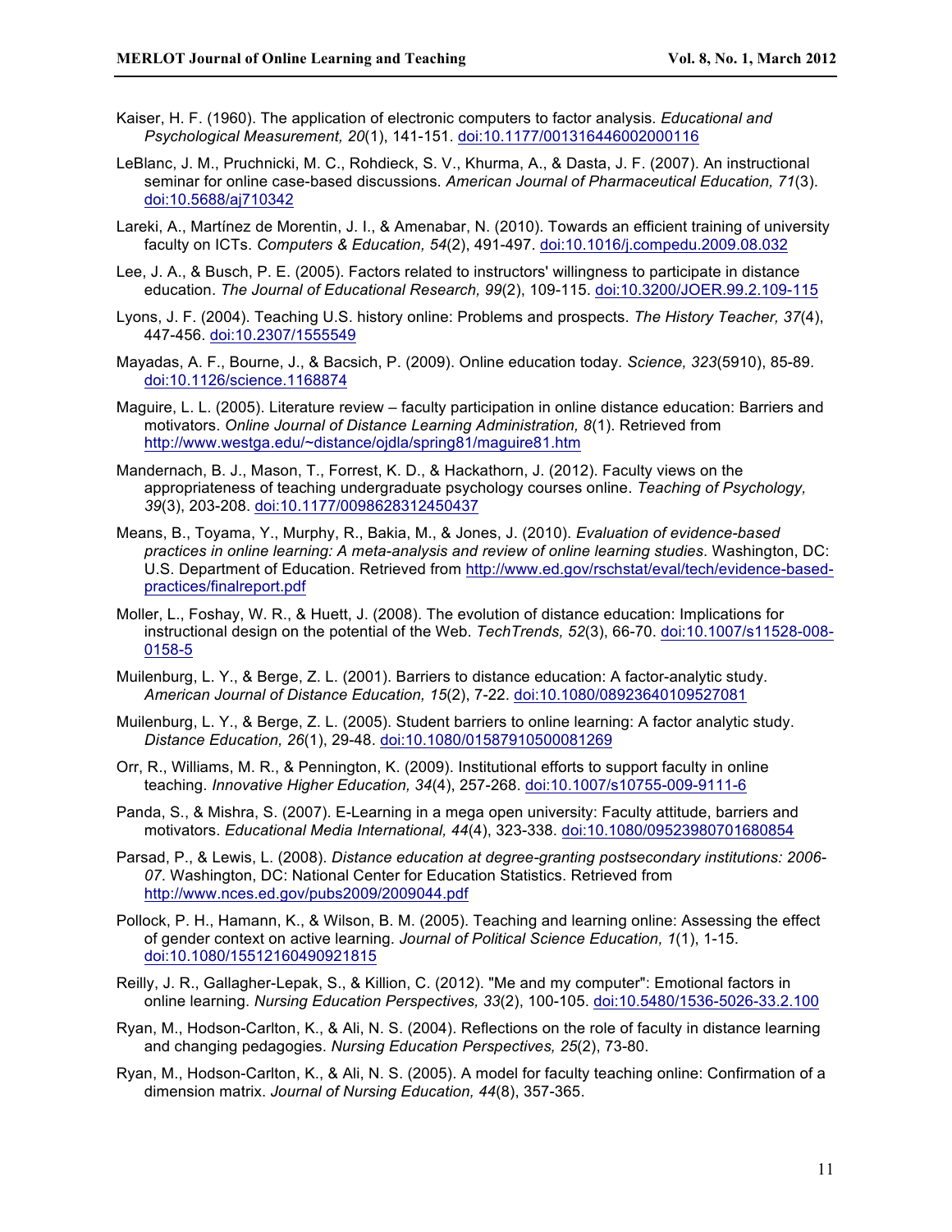Kaiser, H. F. (1960). The application of electronic computers to factor analysis. *Educational and Psychological Measurement, 20*(1), 141-151. doi:10.1177/001316446002000116

LeBlanc, J. M., Pruchnicki, M. C., Rohdieck, S. V., Khurma, A., & Dasta, J. F. (2007). An instructional seminar for online case-based discussions. *American Journal of Pharmaceutical Education, 71*(3). doi:10.5688/aj710342

Lareki, A., Martínez de Morentin, J. I., & Amenabar, N. (2010). Towards an efficient training of university faculty on ICTs. *Computers & Education, 54*(2), 491-497. doi:10.1016/j.compedu.2009.08.032

Lee, J. A., & Busch, P. E. (2005). Factors related to instructors' willingness to participate in distance education. *The Journal of Educational Research, 99*(2), 109-115. doi:10.3200/JOER.99.2.109-115

Lyons, J. F. (2004). Teaching U.S. history online: Problems and prospects. *The History Teacher, 37*(4), 447-456. doi:10.2307/1555549

Mayadas, A. F., Bourne, J., & Bacsich, P. (2009). Online education today. *Science, 323*(5910), 85-89. doi:10.1126/science.1168874

Maguire, L. L. (2005). Literature review – faculty participation in online distance education: Barriers and motivators. *Online Journal of Distance Learning Administration, 8*(1). Retrieved from http://www.westga.edu/~distance/ojdla/spring81/maguire81.htm

Mandernach, B. J., Mason, T., Forrest, K. D., & Hackathorn, J. (2012). Faculty views on the appropriateness of teaching undergraduate psychology courses online. *Teaching of Psychology, 39*(3), 203-208. doi:10.1177/0098628312450437

Means, B., Toyama, Y., Murphy, R., Bakia, M., & Jones, J. (2010). *Evaluation of evidence-based practices in online learning: A meta-analysis and review of online learning studies*. Washington, DC: U.S. Department of Education. Retrieved from http://www.ed.gov/rschstat/eval/tech/evidence-based-practices/finalreport.pdf

Moller, L., Foshay, W. R., & Huett, J. (2008). The evolution of distance education: Implications for instructional design on the potential of the Web. *TechTrends, 52*(3), 66-70. doi:10.1007/s11528-008-0158-5

Muilenburg, L. Y., & Berge, Z. L. (2001). Barriers to distance education: A factor-analytic study. *American Journal of Distance Education, 15*(2), 7-22. doi:10.1080/08923640109527081

Muilenburg, L. Y., & Berge, Z. L. (2005). Student barriers to online learning: A factor analytic study. *Distance Education, 26*(1), 29-48. doi:10.1080/01587910500081269

Orr, R., Williams, M. R., & Pennington, K. (2009). Institutional efforts to support faculty in online teaching. *Innovative Higher Education, 34*(4), 257-268. doi:10.1007/s10755-009-9111-6

Panda, S., & Mishra, S. (2007). E-Learning in a mega open university: Faculty attitude, barriers and motivators. *Educational Media International, 44*(4), 323-338. doi:10.1080/09523980701680854

Parsad, P., & Lewis, L. (2008). *Distance education at degree-granting postsecondary institutions: 2006-07*. Washington, DC: National Center for Education Statistics. Retrieved from http://www.nces.ed.gov/pubs2009/2009044.pdf

Pollock, P. H., Hamann, K., & Wilson, B. M. (2005). Teaching and learning online: Assessing the effect of gender context on active learning. *Journal of Political Science Education, 1*(1), 1-15. doi:10.1080/15512160490921815

Reilly, J. R., Gallagher-Lepak, S., & Killion, C. (2012). "Me and my computer": Emotional factors in online learning. *Nursing Education Perspectives, 33*(2), 100-105. doi:10.5480/1536-5026-33.2.100

Ryan, M., Hodson-Carlton, K., & Ali, N. S. (2004). Reflections on the role of faculty in distance learning and changing pedagogies. *Nursing Education Perspectives, 25*(2), 73-80.

Ryan, M., Hodson-Carlton, K., & Ali, N. S. (2005). A model for faculty teaching online: Confirmation of a dimension matrix. *Journal of Nursing Education, 44*(8), 357-365.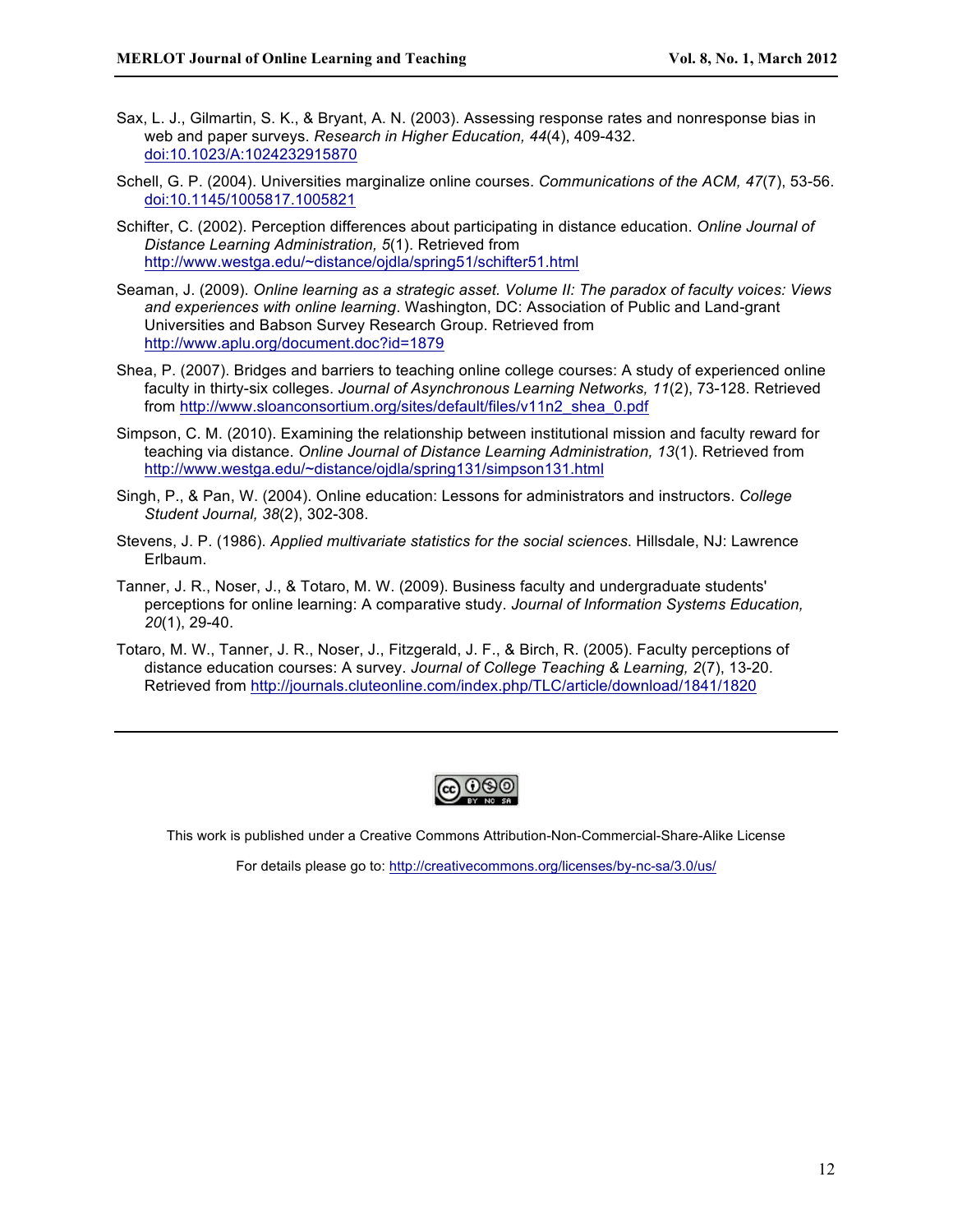Sax, L. J., Gilmartin, S. K., & Bryant, A. N. (2003). Assessing response rates and nonresponse bias in web and paper surveys. *Research in Higher Education, 44*(4), 409-432. doi:10.1023/A:1024232915870

Schell, G. P. (2004). Universities marginalize online courses. *Communications of the ACM, 47*(7), 53-56. doi:10.1145/1005817.1005821

Schifter, C. (2002). Perception differences about participating in distance education. *Online Journal of Distance Learning Administration, 5*(1). Retrieved from http://www.westga.edu/~distance/ojdla/spring51/schifter51.html

Seaman, J. (2009). *Online learning as a strategic asset. Volume II: The paradox of faculty voices: Views and experiences with online learning*. Washington, DC: Association of Public and Land-grant Universities and Babson Survey Research Group. Retrieved from http://www.aplu.org/document.doc?id=1879

Shea, P. (2007). Bridges and barriers to teaching online college courses: A study of experienced online faculty in thirty-six colleges. *Journal of Asynchronous Learning Networks, 11*(2), 73-128. Retrieved from http://www.sloanconsortium.org/sites/default/files/v11n2_shea_0.pdf

Simpson, C. M. (2010). Examining the relationship between institutional mission and faculty reward for teaching via distance. *Online Journal of Distance Learning Administration, 13*(1). Retrieved from http://www.westga.edu/~distance/ojdla/spring131/simpson131.html

Singh, P., & Pan, W. (2004). Online education: Lessons for administrators and instructors. *College Student Journal, 38*(2), 302-308.

Stevens, J. P. (1986). *Applied multivariate statistics for the social sciences*. Hillsdale, NJ: Lawrence Erlbaum.

Tanner, J. R., Noser, J., & Totaro, M. W. (2009). Business faculty and undergraduate students' perceptions for online learning: A comparative study. *Journal of Information Systems Education, 20*(1), 29-40.

Totaro, M. W., Tanner, J. R., Noser, J., Fitzgerald, J. F., & Birch, R. (2005). Faculty perceptions of distance education courses: A survey. *Journal of College Teaching & Learning, 2*(7), 13-20. Retrieved from http://journals.cluteonline.com/index.php/TLC/article/download/1841/1820

---

This work is published under a Creative Commons Attribution-Non-Commercial-Share-Alike License

For details please go to: http://creativecommons.org/licenses/by-nc-sa/3.0/us/